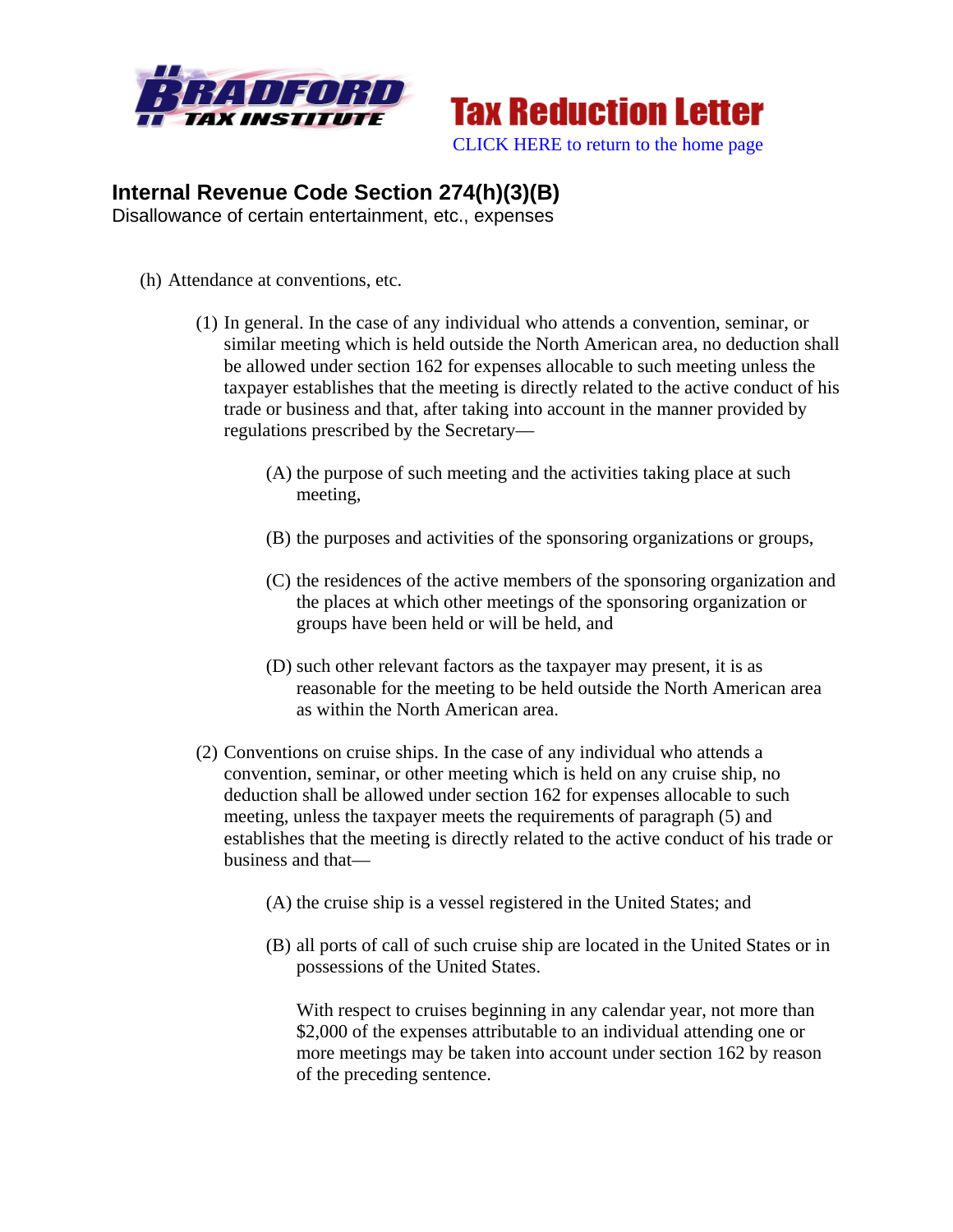Bradford Tax Institute

Tax Reduction Letter

CLICK HERE to return to the home page

# Internal Revenue Code Section 274(h)(3)(B)

Disallowance of certain entertainment, etc., expenses

(h) Attendance at conventions, etc.

(1) In general. In the case of any individual who attends a convention, seminar, or similar meeting which is held outside the North American area, no deduction shall be allowed under section 162 for expenses allocable to such meeting unless the taxpayer establishes that the meeting is directly related to the active conduct of his trade or business and that, after taking into account in the manner provided by regulations prescribed by the Secretary—

(A) the purpose of such meeting and the activities taking place at such meeting,

(B) the purposes and activities of the sponsoring organizations or groups,

(C) the residences of the active members of the sponsoring organization and the places at which other meetings of the sponsoring organization or groups have been held or will be held, and

(D) such other relevant factors as the taxpayer may present, it is as reasonable for the meeting to be held outside the North American area as within the North American area.

(2) Conventions on cruise ships. In the case of any individual who attends a convention, seminar, or other meeting which is held on any cruise ship, no deduction shall be allowed under section 162 for expenses allocable to such meeting, unless the taxpayer meets the requirements of paragraph (5) and establishes that the meeting is directly related to the active conduct of his trade or business and that—

(A) the cruise ship is a vessel registered in the United States; and

(B) all ports of call of such cruise ship are located in the United States or in possessions of the United States.

With respect to cruises beginning in any calendar year, not more than $2,000 of the expenses attributable to an individual attending one or more meetings may be taken into account under section 162 by reason of the preceding sentence.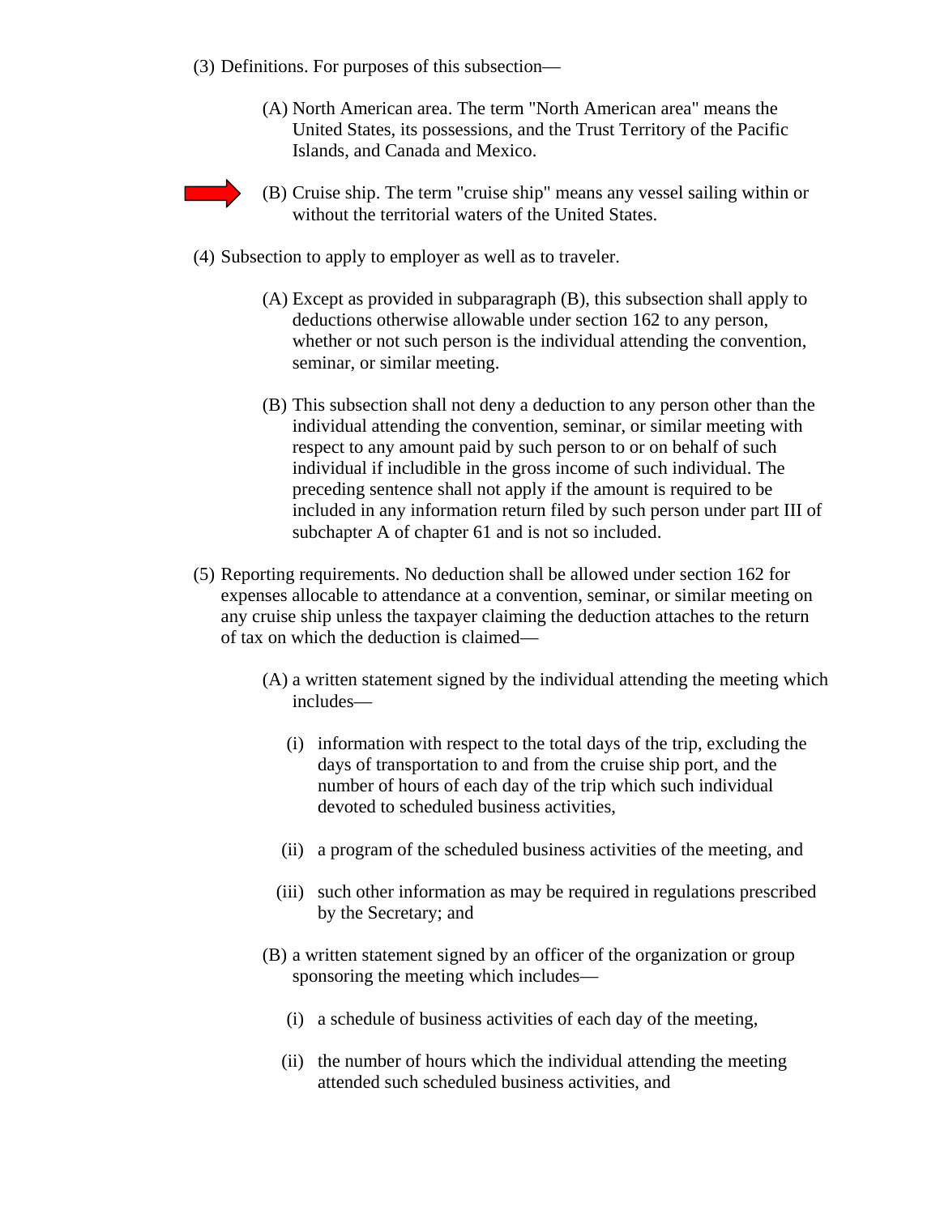(3) Definitions. For purposes of this subsection—

- (A) North American area. The term "North American area" means the United States, its possessions, and the Trust Territory of the Pacific Islands, and Canada and Mexico.

- (B) Cruise ship. The term "cruise ship" means any vessel sailing within or without the territorial waters of the United States.

(4) Subsection to apply to employer as well as to traveler.

- (A) Except as provided in subparagraph (B), this subsection shall apply to deductions otherwise allowable under section 162 to any person, whether or not such person is the individual attending the convention, seminar, or similar meeting.

- (B) This subsection shall not deny a deduction to any person other than the individual attending the convention, seminar, or similar meeting with respect to any amount paid by such person to or on behalf of such individual if includible in the gross income of such individual. The preceding sentence shall not apply if the amount is required to be included in any information return filed by such person under part III of subchapter A of chapter 61 and is not so included.

(5) Reporting requirements. No deduction shall be allowed under section 162 for expenses allocable to attendance at a convention, seminar, or similar meeting on any cruise ship unless the taxpayer claiming the deduction attaches to the return of tax on which the deduction is claimed—

- (A) a written statement signed by the individual attending the meeting which includes—

  - (i) information with respect to the total days of the trip, excluding the days of transportation to and from the cruise ship port, and the number of hours of each day of the trip which such individual devoted to scheduled business activities,

  - (ii) a program of the scheduled business activities of the meeting, and

  - (iii) such other information as may be required in regulations prescribed by the Secretary; and

- (B) a written statement signed by an officer of the organization or group sponsoring the meeting which includes—

  - (i) a schedule of business activities of each day of the meeting,

  - (ii) the number of hours which the individual attending the meeting attended such scheduled business activities, and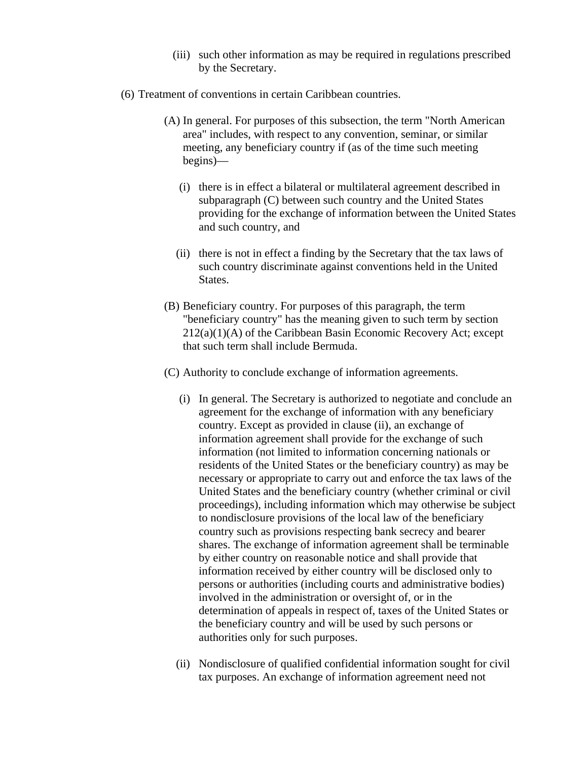(iii) such other information as may be required in regulations prescribed by the Secretary.

(6) Treatment of conventions in certain Caribbean countries.

(A) In general. For purposes of this subsection, the term "North American area" includes, with respect to any convention, seminar, or similar meeting, any beneficiary country if (as of the time such meeting begins)—

(i) there is in effect a bilateral or multilateral agreement described in subparagraph (C) between such country and the United States providing for the exchange of information between the United States and such country, and

(ii) there is not in effect a finding by the Secretary that the tax laws of such country discriminate against conventions held in the United States.

(B) Beneficiary country. For purposes of this paragraph, the term "beneficiary country" has the meaning given to such term by section 212(a)(1)(A) of the Caribbean Basin Economic Recovery Act; except that such term shall include Bermuda.

(C) Authority to conclude exchange of information agreements.

(i) In general. The Secretary is authorized to negotiate and conclude an agreement for the exchange of information with any beneficiary country. Except as provided in clause (ii), an exchange of information agreement shall provide for the exchange of such information (not limited to information concerning nationals or residents of the United States or the beneficiary country) as may be necessary or appropriate to carry out and enforce the tax laws of the United States and the beneficiary country (whether criminal or civil proceedings), including information which may otherwise be subject to nondisclosure provisions of the local law of the beneficiary country such as provisions respecting bank secrecy and bearer shares. The exchange of information agreement shall be terminable by either country on reasonable notice and shall provide that information received by either country will be disclosed only to persons or authorities (including courts and administrative bodies) involved in the administration or oversight of, or in the determination of appeals in respect of, taxes of the United States or the beneficiary country and will be used by such persons or authorities only for such purposes.

(ii) Nondisclosure of qualified confidential information sought for civil tax purposes. An exchange of information agreement need not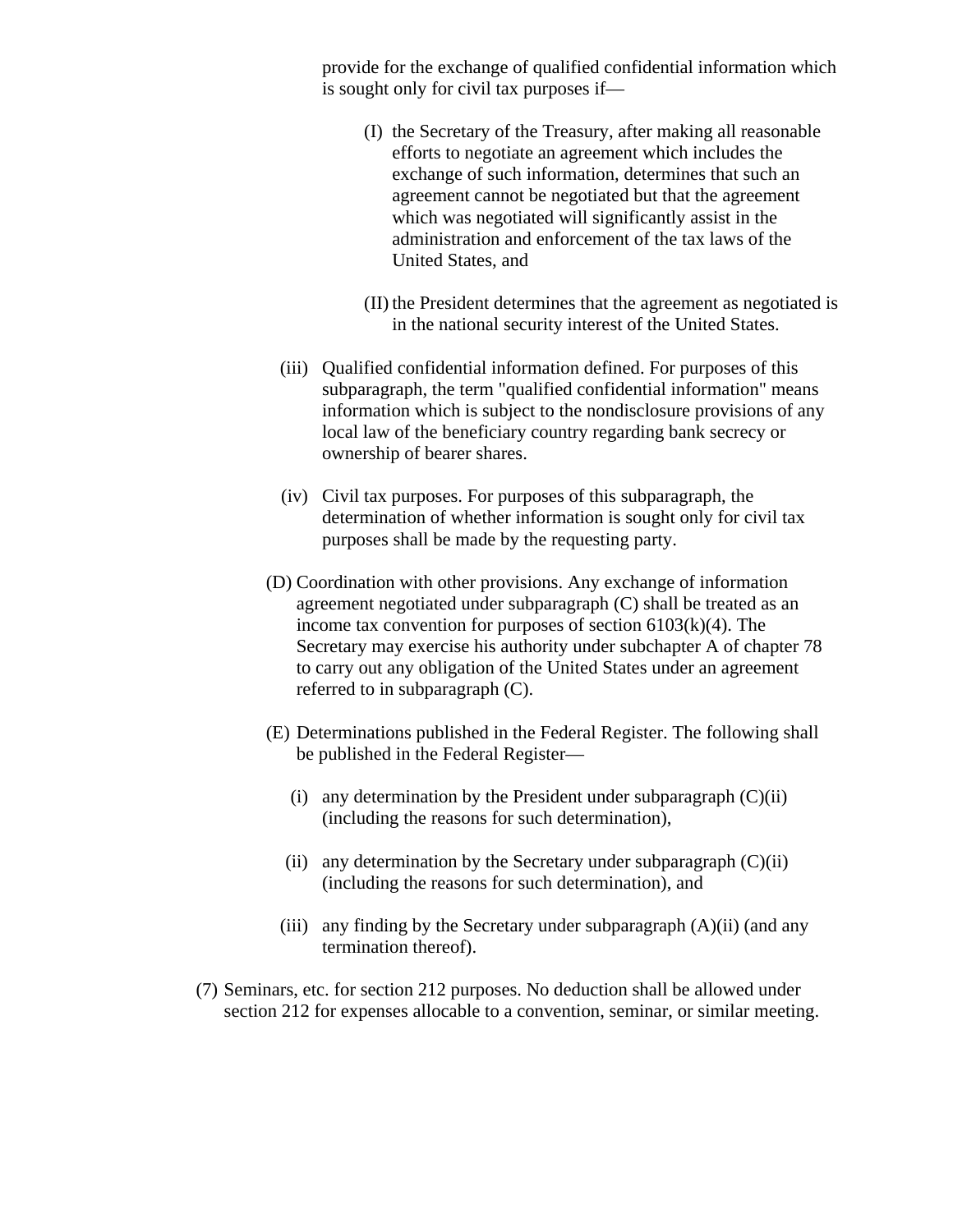provide for the exchange of qualified confidential information which is sought only for civil tax purposes if—

(I) the Secretary of the Treasury, after making all reasonable efforts to negotiate an agreement which includes the exchange of such information, determines that such an agreement cannot be negotiated but that the agreement which was negotiated will significantly assist in the administration and enforcement of the tax laws of the United States, and

(II) the President determines that the agreement as negotiated is in the national security interest of the United States.

(iii) Qualified confidential information defined. For purposes of this subparagraph, the term "qualified confidential information" means information which is subject to the nondisclosure provisions of any local law of the beneficiary country regarding bank secrecy or ownership of bearer shares.

(iv) Civil tax purposes. For purposes of this subparagraph, the determination of whether information is sought only for civil tax purposes shall be made by the requesting party.

(D) Coordination with other provisions. Any exchange of information agreement negotiated under subparagraph (C) shall be treated as an income tax convention for purposes of section 6103(k)(4). The Secretary may exercise his authority under subchapter A of chapter 78 to carry out any obligation of the United States under an agreement referred to in subparagraph (C).

(E) Determinations published in the Federal Register. The following shall be published in the Federal Register—

(i) any determination by the President under subparagraph (C)(ii) (including the reasons for such determination),

(ii) any determination by the Secretary under subparagraph (C)(ii) (including the reasons for such determination), and

(iii) any finding by the Secretary under subparagraph (A)(ii) (and any termination thereof).

(7) Seminars, etc. for section 212 purposes. No deduction shall be allowed under section 212 for expenses allocable to a convention, seminar, or similar meeting.